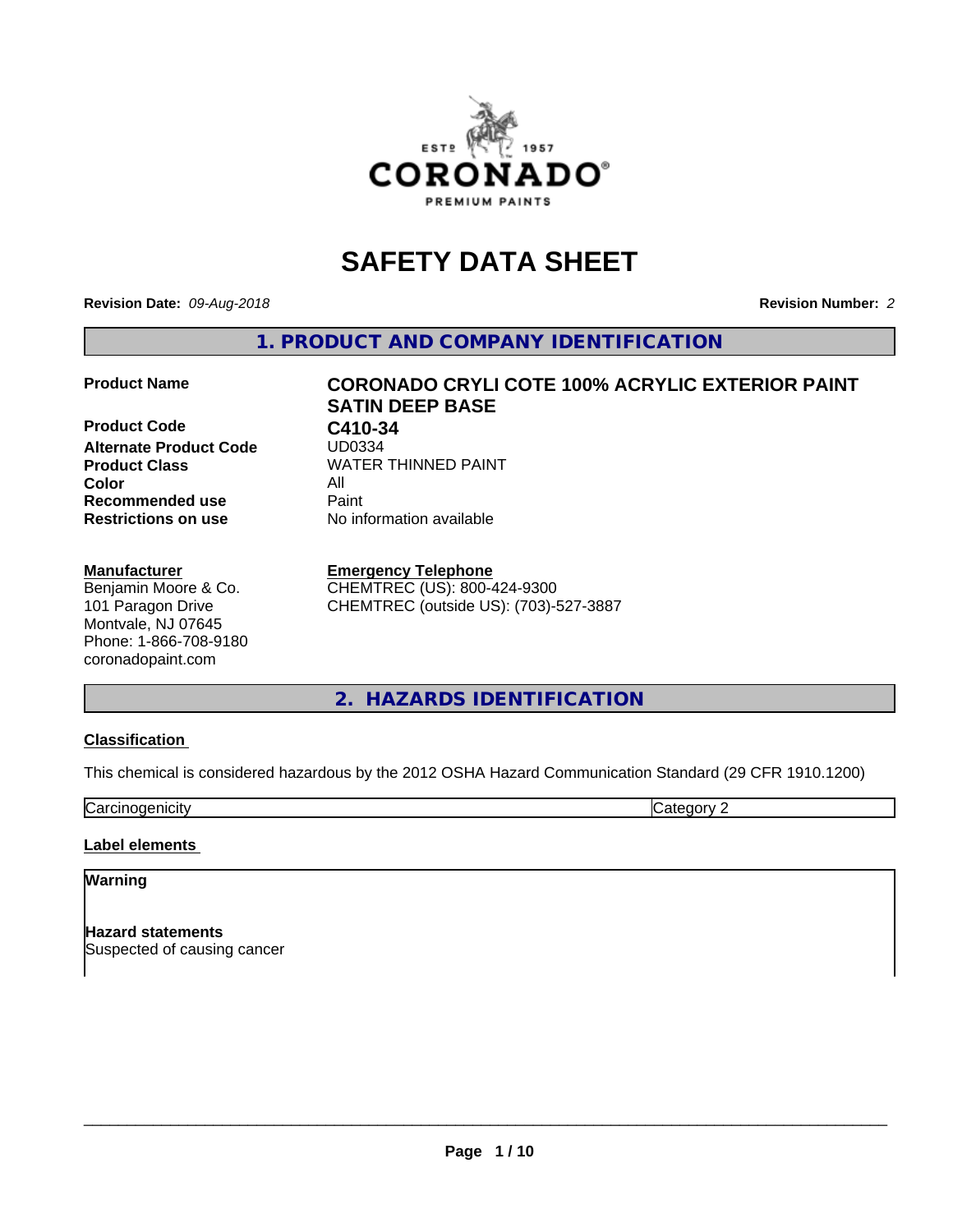# SAFETY DATA SHEET

**Revision Date:** *09-Aug-2018* **Revision Number:** *2*

## 1. PRODUCT AND COMPANY IDENTIFICATION

| | |
|---|---|
| **Product Name** | **CORONADO CRYLI COTE 100% ACRYLIC EXTERIOR PAINT SATIN DEEP BASE** |
| **Product Code** | **C410-34** |
| **Alternate Product Code** | UD0334 |
| **Product Class** | WATER THINNED PAINT |
| **Color** | All |
| **Recommended use** | Paint |
| **Restrictions on use** | No information available |

**Manufacturer**
Benjamin Moore & Co.
101 Paragon Drive
Montvale, NJ 07645
Phone: 1-866-708-9180
coronadopaint.com

**Emergency Telephone**
CHEMTREC (US): 800-424-9300
CHEMTREC (outside US): (703)-527-3887

## 2. HAZARDS IDENTIFICATION

**Classification**

This chemical is considered hazardous by the 2012 OSHA Hazard Communication Standard (29 CFR 1910.1200)

| Carcinogenicity | Category 2 |
|---|---|

**Label elements**

**Warning**

**Hazard statements**
Suspected of causing cancer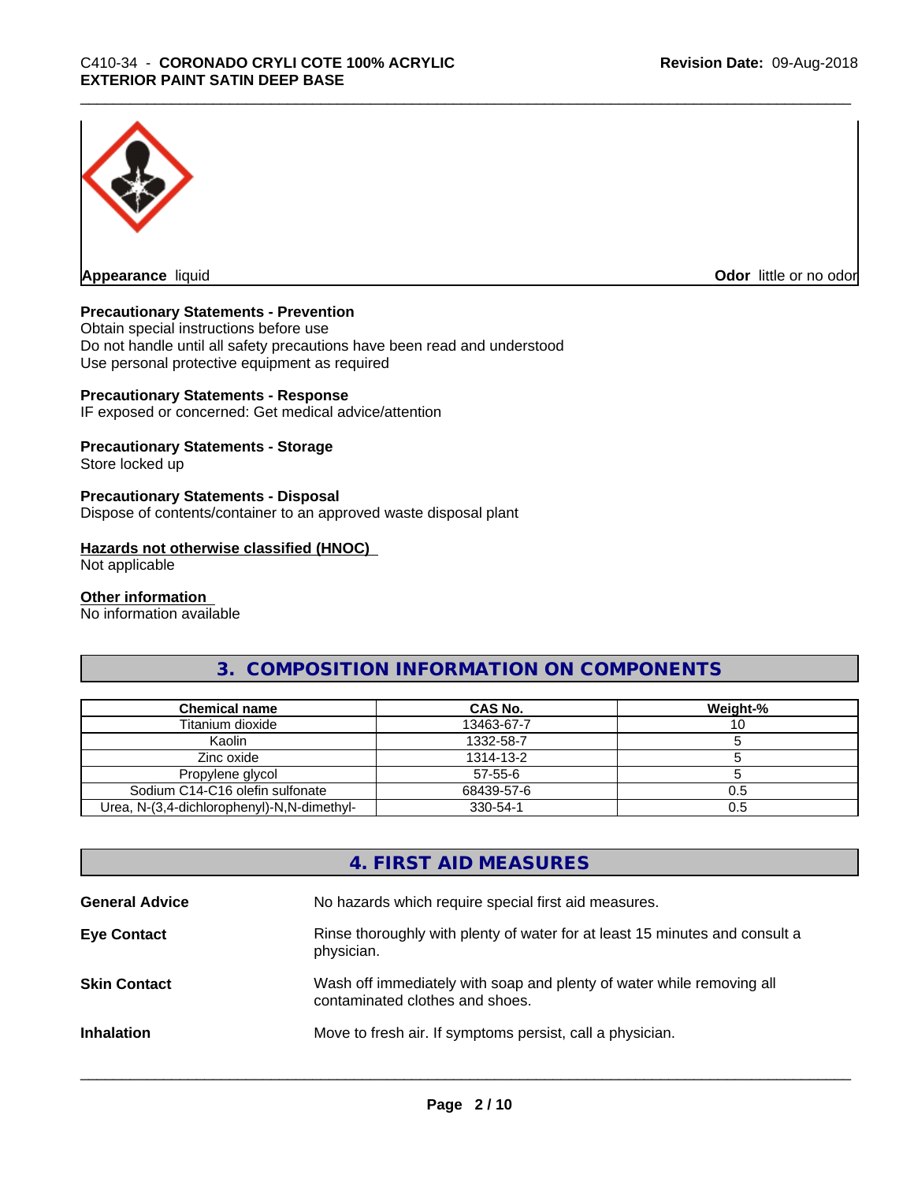**Appearance** liquid **Odor** little or no odor

**Precautionary Statements - Prevention**
Obtain special instructions before use
Do not handle until all safety precautions have been read and understood
Use personal protective equipment as required

**Precautionary Statements - Response**
IF exposed or concerned: Get medical advice/attention

**Precautionary Statements - Storage**
Store locked up

**Precautionary Statements - Disposal**
Dispose of contents/container to an approved waste disposal plant

**Hazards not otherwise classified (HNOC)**
Not applicable

**Other information**
No information available

## 3. COMPOSITION INFORMATION ON COMPONENTS

| Chemical name | CAS No. | Weight-% |
|---|---|---|
| Titanium dioxide | 13463-67-7 | 10 |
| Kaolin | 1332-58-7 | 5 |
| Zinc oxide | 1314-13-2 | 5 |
| Propylene glycol | 57-55-6 | 5 |
| Sodium C14-C16 olefin sulfonate | 68439-57-6 | 0.5 |
| Urea, N-(3,4-dichlorophenyl)-N,N-dimethyl- | 330-54-1 | 0.5 |

## 4. FIRST AID MEASURES

**General Advice** No hazards which require special first aid measures.

**Eye Contact** Rinse thoroughly with plenty of water for at least 15 minutes and consult a physician.

**Skin Contact** Wash off immediately with soap and plenty of water while removing all contaminated clothes and shoes.

**Inhalation** Move to fresh air. If symptoms persist, call a physician.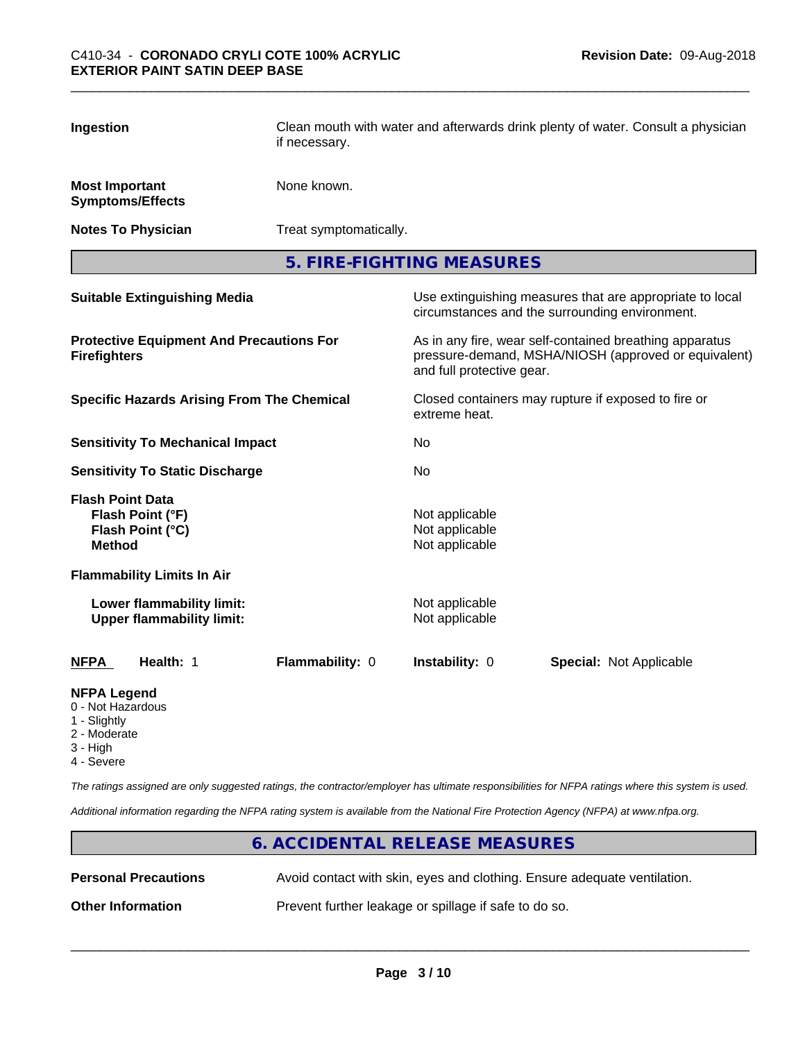| | |
|---|---|
| **Ingestion** | Clean mouth with water and afterwards drink plenty of water. Consult a physician if necessary. |
| **Most Important Symptoms/Effects** | None known. |
| **Notes To Physician** | Treat symptomatically. |

## 5. FIRE-FIGHTING MEASURES

| | |
|---|---|
| **Suitable Extinguishing Media** | Use extinguishing measures that are appropriate to local circumstances and the surrounding environment. |
| **Protective Equipment And Precautions For Firefighters** | As in any fire, wear self-contained breathing apparatus pressure-demand, MSHA/NIOSH (approved or equivalent) and full protective gear. |
| **Specific Hazards Arising From The Chemical** | Closed containers may rupture if exposed to fire or extreme heat. |
| **Sensitivity To Mechanical Impact** | No |
| **Sensitivity To Static Discharge** | No |
| **Flash Point Data** | |
| **Flash Point (°F)** | Not applicable |
| **Flash Point (°C)** | Not applicable |
| **Method** | Not applicable |
| **Flammability Limits In Air** | |
| **Lower flammability limit:** | Not applicable |
| **Upper flammability limit:** | Not applicable |

| **NFPA** | **Health:** 1 | **Flammability:** 0 | **Instability:** 0 | **Special:** Not Applicable |
|---|---|---|---|---|

**NFPA Legend**
- 0 - Not Hazardous
- 1 - Slightly
- 2 - Moderate
- 3 - High
- 4 - Severe

*The ratings assigned are only suggested ratings, the contractor/employer has ultimate responsibilities for NFPA ratings where this system is used.*

*Additional information regarding the NFPA rating system is available from the National Fire Protection Agency (NFPA) at www.nfpa.org.*

## 6. ACCIDENTAL RELEASE MEASURES

| | |
|---|---|
| **Personal Precautions** | Avoid contact with skin, eyes and clothing. Ensure adequate ventilation. |
| **Other Information** | Prevent further leakage or spillage if safe to do so. |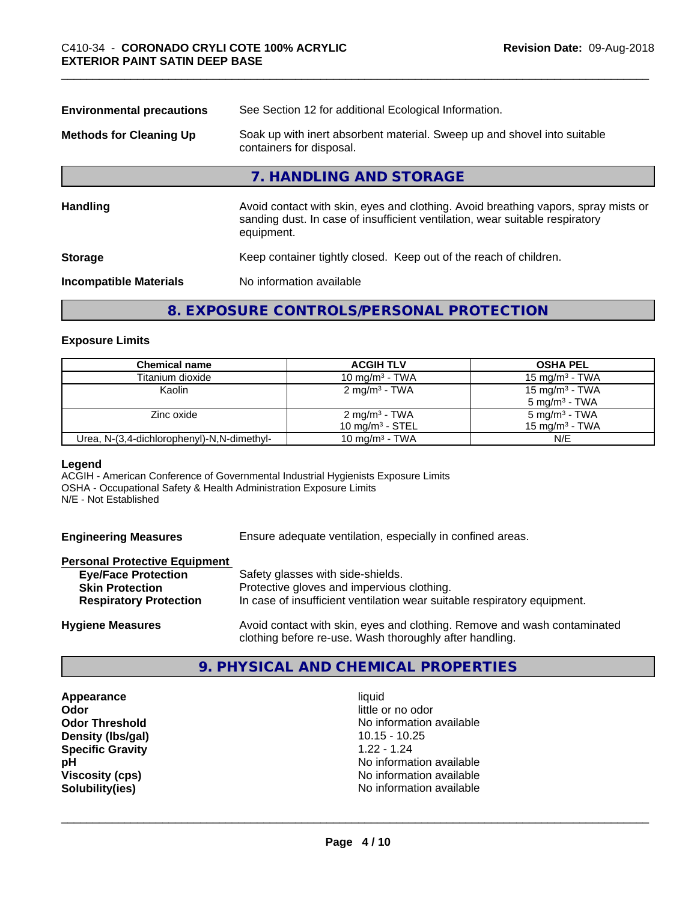**Environmental precautions** See Section 12 for additional Ecological Information.

**Methods for Cleaning Up** Soak up with inert absorbent material. Sweep up and shovel into suitable containers for disposal.

## 7. HANDLING AND STORAGE

**Handling** Avoid contact with skin, eyes and clothing. Avoid breathing vapors, spray mists or sanding dust. In case of insufficient ventilation, wear suitable respiratory equipment.

**Storage** Keep container tightly closed. Keep out of the reach of children.

**Incompatible Materials** No information available

## 8. EXPOSURE CONTROLS/PERSONAL PROTECTION

### Exposure Limits

| Chemical name | ACGIH TLV | OSHA PEL |
|---|---|---|
| Titanium dioxide | 10 mg/m³ - TWA | 15 mg/m³ - TWA |
| Kaolin | 2 mg/m³ - TWA | 15 mg/m³ - TWA<br>5 mg/m³ - TWA |
| Zinc oxide | 2 mg/m³ - TWA<br>10 mg/m³ - STEL | 5 mg/m³ - TWA<br>15 mg/m³ - TWA |
| Urea, N-(3,4-dichlorophenyl)-N,N-dimethyl- | 10 mg/m³ - TWA | N/E |

**Legend**
ACGIH - American Conference of Governmental Industrial Hygienists Exposure Limits
OSHA - Occupational Safety & Health Administration Exposure Limits
N/E - Not Established

**Engineering Measures** Ensure adequate ventilation, especially in confined areas.

**Personal Protective Equipment**

- **Eye/Face Protection** Safety glasses with side-shields.
- **Skin Protection** Protective gloves and impervious clothing.
- **Respiratory Protection** In case of insufficient ventilation wear suitable respiratory equipment.

**Hygiene Measures** Avoid contact with skin, eyes and clothing. Remove and wash contaminated clothing before re-use. Wash thoroughly after handling.

## 9. PHYSICAL AND CHEMICAL PROPERTIES

**Appearance** liquid
**Odor** little or no odor
**Odor Threshold** No information available
**Density (lbs/gal)** 10.15 - 10.25
**Specific Gravity** 1.22 - 1.24
**pH** No information available
**Viscosity (cps)** No information available
**Solubility(ies)** No information available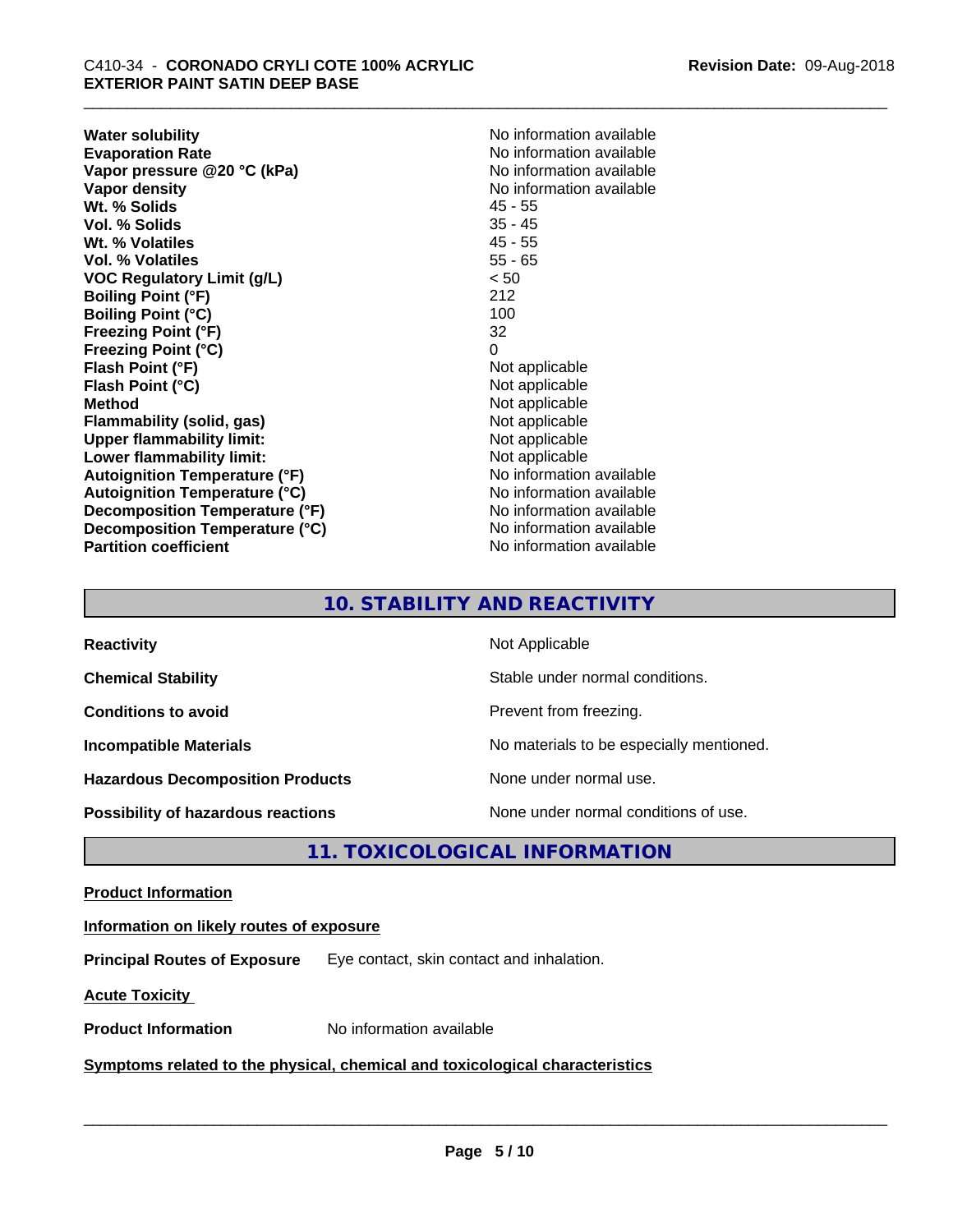| | |
|---|---|
| **Water solubility** | No information available |
| **Evaporation Rate** | No information available |
| **Vapor pressure @20 °C (kPa)** | No information available |
| **Vapor density** | No information available |
| **Wt. % Solids** | 45 - 55 |
| **Vol. % Solids** | 35 - 45 |
| **Wt. % Volatiles** | 45 - 55 |
| **Vol. % Volatiles** | 55 - 65 |
| **VOC Regulatory Limit (g/L)** | < 50 |
| **Boiling Point (°F)** | 212 |
| **Boiling Point (°C)** | 100 |
| **Freezing Point (°F)** | 32 |
| **Freezing Point (°C)** | 0 |
| **Flash Point (°F)** | Not applicable |
| **Flash Point (°C)** | Not applicable |
| **Method** | Not applicable |
| **Flammability (solid, gas)** | Not applicable |
| **Upper flammability limit:** | Not applicable |
| **Lower flammability limit:** | Not applicable |
| **Autoignition Temperature (°F)** | No information available |
| **Autoignition Temperature (°C)** | No information available |
| **Decomposition Temperature (°F)** | No information available |
| **Decomposition Temperature (°C)** | No information available |
| **Partition coefficient** | No information available |

## 10. STABILITY AND REACTIVITY

| | |
|---|---|
| **Reactivity** | Not Applicable |
| **Chemical Stability** | Stable under normal conditions. |
| **Conditions to avoid** | Prevent from freezing. |
| **Incompatible Materials** | No materials to be especially mentioned. |
| **Hazardous Decomposition Products** | None under normal use. |
| **Possibility of hazardous reactions** | None under normal conditions of use. |

## 11. TOXICOLOGICAL INFORMATION

**Product Information**

**Information on likely routes of exposure**

**Principal Routes of Exposure** Eye contact, skin contact and inhalation.

**Acute Toxicity**

**Product Information** No information available

**Symptoms related to the physical, chemical and toxicological characteristics**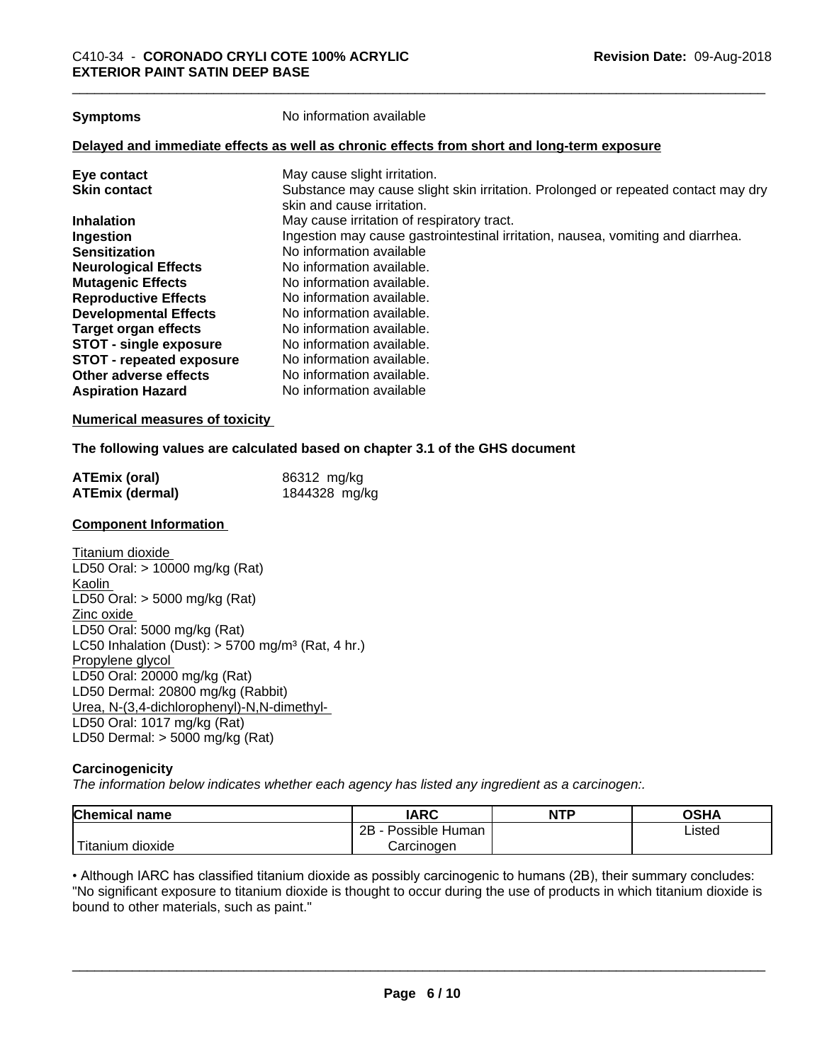**Symptoms** No information available

**Delayed and immediate effects as well as chronic effects from short and long-term exposure**

| | |
|---|---|
| **Eye contact** | May cause slight irritation. |
| **Skin contact** | Substance may cause slight skin irritation. Prolonged or repeated contact may dry skin and cause irritation. |
| **Inhalation** | May cause irritation of respiratory tract. |
| **Ingestion** | Ingestion may cause gastrointestinal irritation, nausea, vomiting and diarrhea. |
| **Sensitization** | No information available |
| **Neurological Effects** | No information available. |
| **Mutagenic Effects** | No information available. |
| **Reproductive Effects** | No information available. |
| **Developmental Effects** | No information available. |
| **Target organ effects** | No information available. |
| **STOT - single exposure** | No information available. |
| **STOT - repeated exposure** | No information available. |
| **Other adverse effects** | No information available. |
| **Aspiration Hazard** | No information available |

**Numerical measures of toxicity**

**The following values are calculated based on chapter 3.1 of the GHS document**

| | |
|---|---|
| **ATEmix (oral)** | 86312 mg/kg |
| **ATEmix (dermal)** | 1844328 mg/kg |

**Component Information**

Titanium dioxide
LD50 Oral: > 10000 mg/kg (Rat)
Kaolin
LD50 Oral: > 5000 mg/kg (Rat)
Zinc oxide
LD50 Oral: 5000 mg/kg (Rat)
LC50 Inhalation (Dust): > 5700 mg/m³ (Rat, 4 hr.)
Propylene glycol
LD50 Oral: 20000 mg/kg (Rat)
LD50 Dermal: 20800 mg/kg (Rabbit)
Urea, N-(3,4-dichlorophenyl)-N,N-dimethyl-
LD50 Oral: 1017 mg/kg (Rat)
LD50 Dermal: > 5000 mg/kg (Rat)

**Carcinogenicity**

*The information below indicates whether each agency has listed any ingredient as a carcinogen:.*

| Chemical name | IARC | NTP | OSHA |
|---|---|---|---|
| Titanium dioxide | 2B - Possible Human Carcinogen | | Listed |

• Although IARC has classified titanium dioxide as possibly carcinogenic to humans (2B), their summary concludes: "No significant exposure to titanium dioxide is thought to occur during the use of products in which titanium dioxide is bound to other materials, such as paint."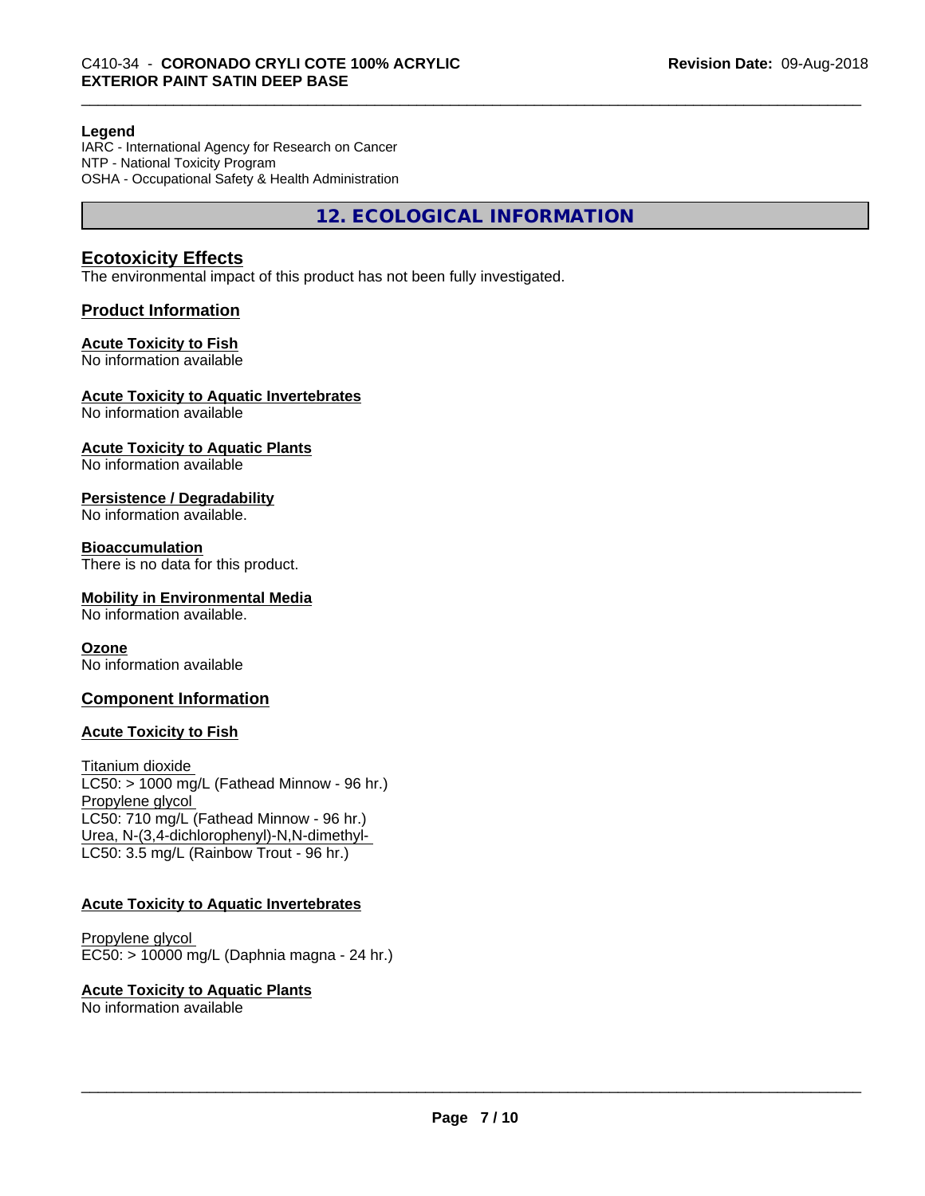**Legend**

IARC - International Agency for Research on Cancer
NTP - National Toxicity Program
OSHA - Occupational Safety & Health Administration

## 12. ECOLOGICAL INFORMATION

### Ecotoxicity Effects

The environmental impact of this product has not been fully investigated.

### Product Information

**Acute Toxicity to Fish**
No information available

**Acute Toxicity to Aquatic Invertebrates**
No information available

**Acute Toxicity to Aquatic Plants**
No information available

**Persistence / Degradability**
No information available.

**Bioaccumulation**
There is no data for this product.

**Mobility in Environmental Media**
No information available.

**Ozone**
No information available

### Component Information

**Acute Toxicity to Fish**

Titanium dioxide
LC50: > 1000 mg/L (Fathead Minnow - 96 hr.)
Propylene glycol
LC50: 710 mg/L (Fathead Minnow - 96 hr.)
Urea, N-(3,4-dichlorophenyl)-N,N-dimethyl-
LC50: 3.5 mg/L (Rainbow Trout - 96 hr.)

**Acute Toxicity to Aquatic Invertebrates**

Propylene glycol
EC50: > 10000 mg/L (Daphnia magna - 24 hr.)

**Acute Toxicity to Aquatic Plants**
No information available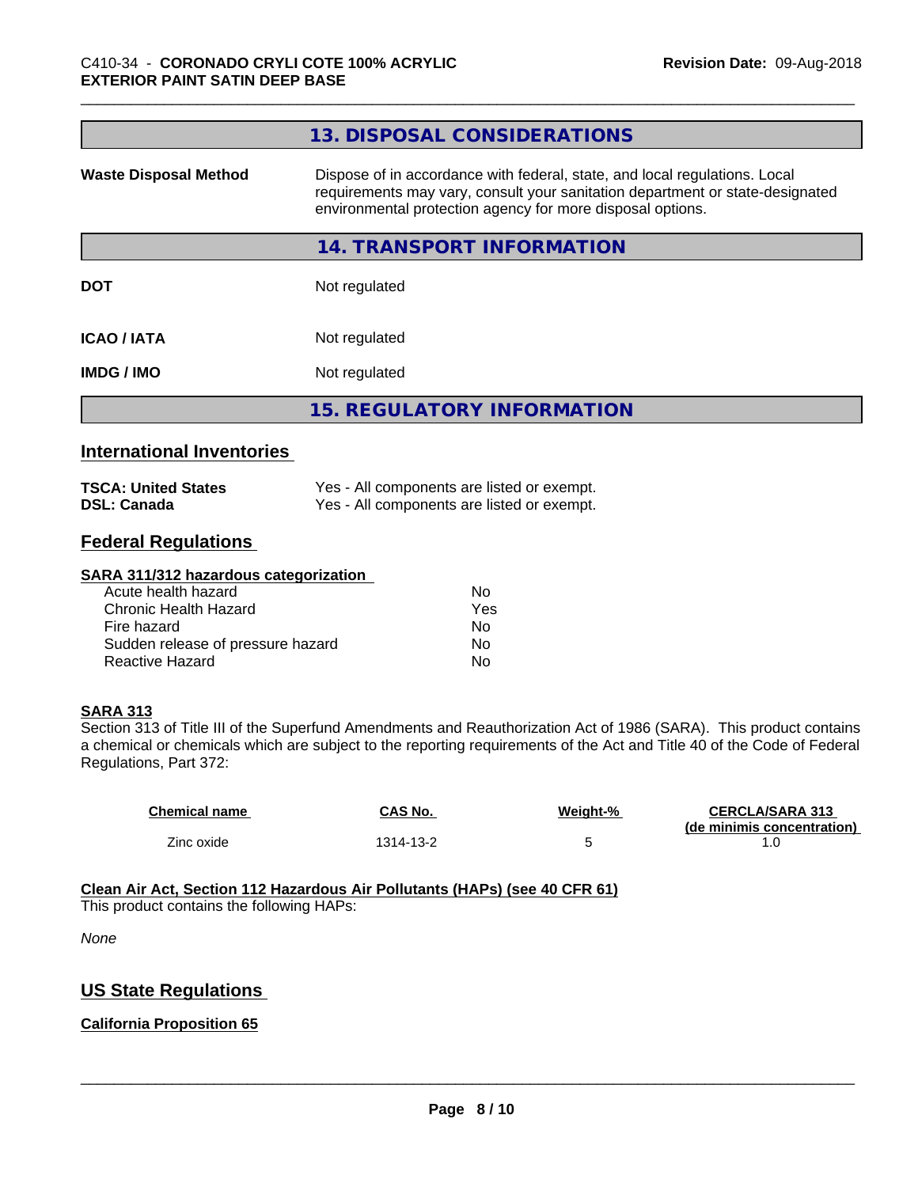## 13. DISPOSAL CONSIDERATIONS

| | |
|---|---|
| **Waste Disposal Method** | Dispose of in accordance with federal, state, and local regulations. Local requirements may vary, consult your sanitation department or state-designated environmental protection agency for more disposal options. |

## 14. TRANSPORT INFORMATION

| | |
|---|---|
| **DOT** | Not regulated |
| **ICAO / IATA** | Not regulated |
| **IMDG / IMO** | Not regulated |

## 15. REGULATORY INFORMATION

### International Inventories

| | |
|---|---|
| **TSCA: United States** | Yes - All components are listed or exempt. |
| **DSL: Canada** | Yes - All components are listed or exempt. |

### Federal Regulations

**SARA 311/312 hazardous categorization**

| | |
|---|---|
| Acute health hazard | No |
| Chronic Health Hazard | Yes |
| Fire hazard | No |
| Sudden release of pressure hazard | No |
| Reactive Hazard | No |

**SARA 313**

Section 313 of Title III of the Superfund Amendments and Reauthorization Act of 1986 (SARA). This product contains a chemical or chemicals which are subject to the reporting requirements of the Act and Title 40 of the Code of Federal Regulations, Part 372:

| Chemical name | CAS No. | Weight-% | CERCLA/SARA 313 (de minimis concentration) |
|---|---|---|---|
| Zinc oxide | 1314-13-2 | 5 | 1.0 |

**Clean Air Act, Section 112 Hazardous Air Pollutants (HAPs) (see 40 CFR 61)**

This product contains the following HAPs:

*None*

### US State Regulations

**California Proposition 65**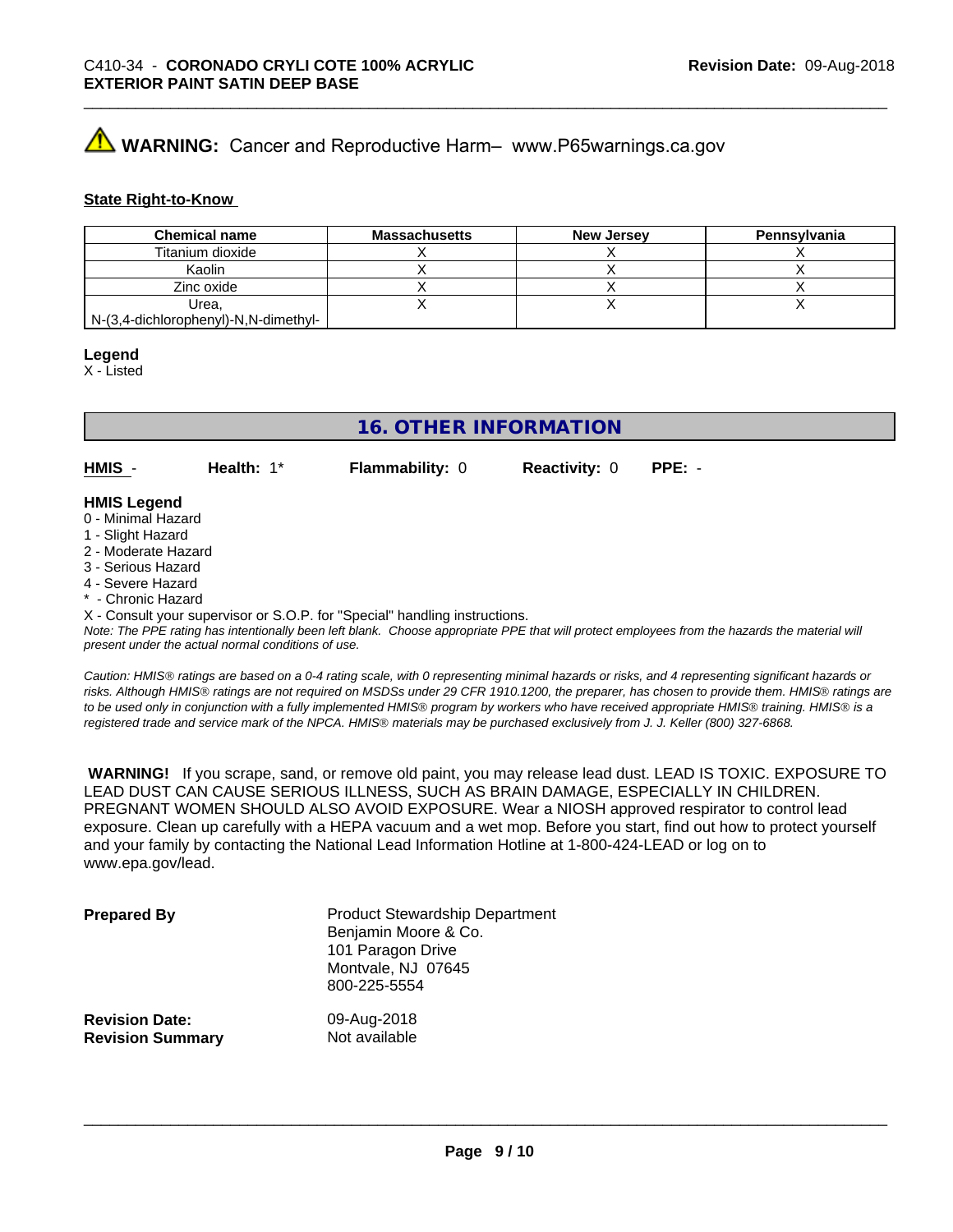⚠ **WARNING:** Cancer and Reproductive Harm– www.P65warnings.ca.gov

**State Right-to-Know**

| Chemical name | Massachusetts | New Jersey | Pennsylvania |
| --- | --- | --- | --- |
| Titanium dioxide | X | X | X |
| Kaolin | X | X | X |
| Zinc oxide | X | X | X |
| Urea, N-(3,4-dichlorophenyl)-N,N-dimethyl- | X | X | X |

**Legend**
X - Listed

## 16. OTHER INFORMATION

**HMIS** - **Health:** 1* **Flammability:** 0 **Reactivity:** 0 **PPE:** -

**HMIS Legend**
0 - Minimal Hazard
1 - Slight Hazard
2 - Moderate Hazard
3 - Serious Hazard
4 - Severe Hazard
* - Chronic Hazard
X - Consult your supervisor or S.O.P. for "Special" handling instructions.
*Note: The PPE rating has intentionally been left blank. Choose appropriate PPE that will protect employees from the hazards the material will present under the actual normal conditions of use.*

*Caution: HMIS® ratings are based on a 0-4 rating scale, with 0 representing minimal hazards or risks, and 4 representing significant hazards or risks. Although HMIS® ratings are not required on MSDSs under 29 CFR 1910.1200, the preparer, has chosen to provide them. HMIS® ratings are to be used only in conjunction with a fully implemented HMIS® program by workers who have received appropriate HMIS® training. HMIS® is a registered trade and service mark of the NPCA. HMIS® materials may be purchased exclusively from J. J. Keller (800) 327-6868.*

**WARNING!** If you scrape, sand, or remove old paint, you may release lead dust. LEAD IS TOXIC. EXPOSURE TO LEAD DUST CAN CAUSE SERIOUS ILLNESS, SUCH AS BRAIN DAMAGE, ESPECIALLY IN CHILDREN. PREGNANT WOMEN SHOULD ALSO AVOID EXPOSURE. Wear a NIOSH approved respirator to control lead exposure. Clean up carefully with a HEPA vacuum and a wet mop. Before you start, find out how to protect yourself and your family by contacting the National Lead Information Hotline at 1-800-424-LEAD or log on to www.epa.gov/lead.

**Prepared By**
Product Stewardship Department
Benjamin Moore & Co.
101 Paragon Drive
Montvale, NJ 07645
800-225-5554

**Revision Date:** 09-Aug-2018
**Revision Summary** Not available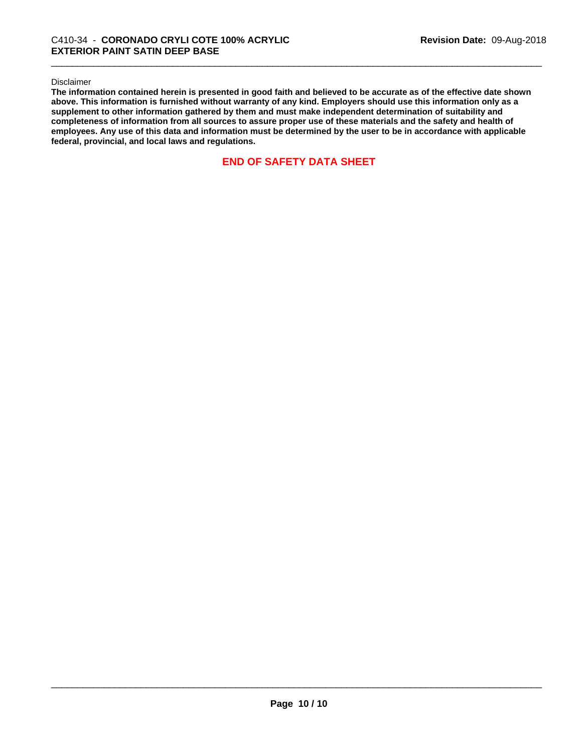Disclaimer

**The information contained herein is presented in good faith and believed to be accurate as of the effective date shown above. This information is furnished without warranty of any kind. Employers should use this information only as a supplement to other information gathered by them and must make independent determination of suitability and completeness of information from all sources to assure proper use of these materials and the safety and health of employees. Any use of this data and information must be determined by the user to be in accordance with applicable federal, provincial, and local laws and regulations.**

**END OF SAFETY DATA SHEET**